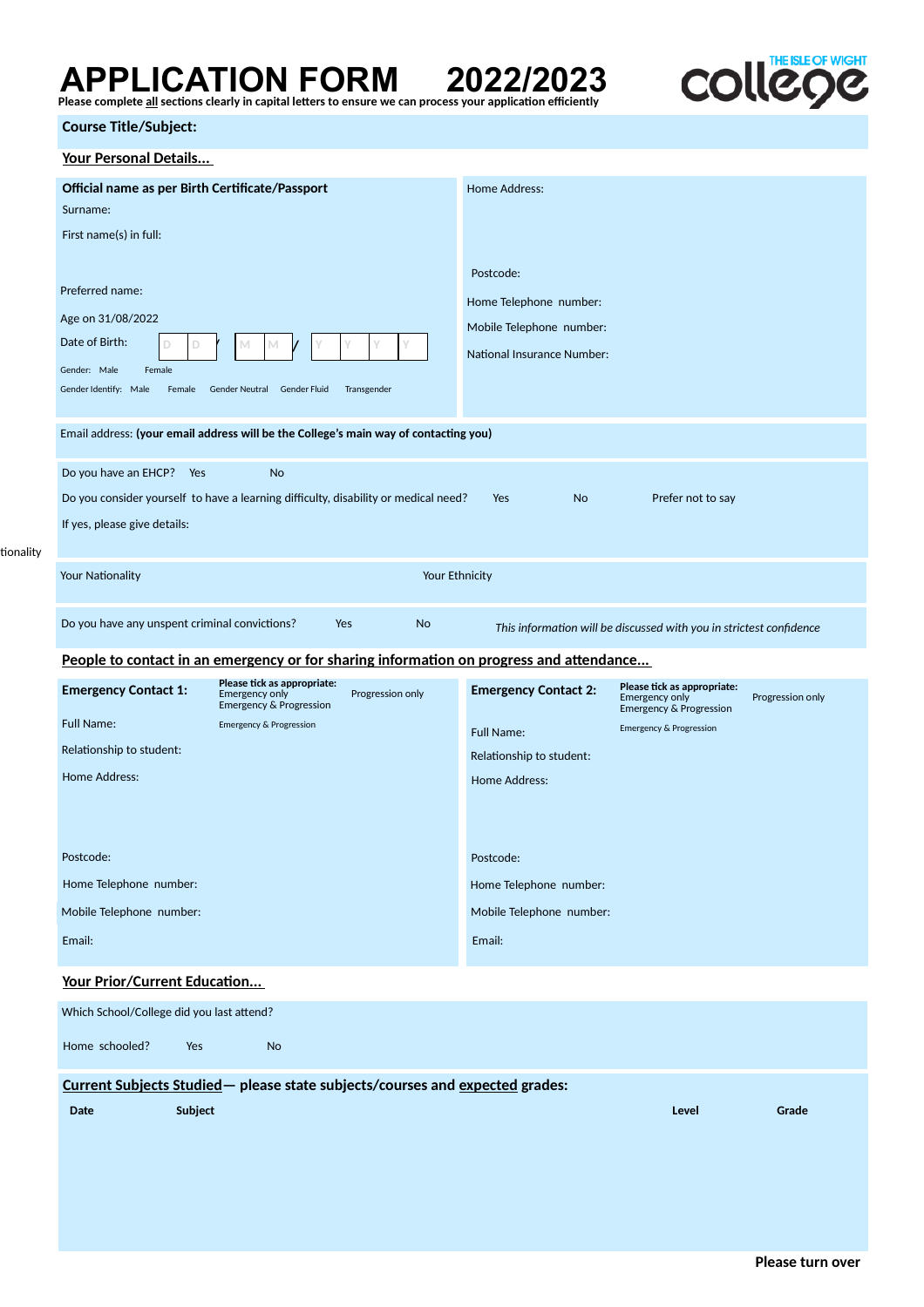# APPLICATION FORM 2022/2023

**Please complete all sections clearly in capital letters to ensure we can process your application efficiently**

THE ISLE OF WIGHT college

**Course Title/Subject:**

## Your Personal Details...

**Official name as per Birth Certificate/Passport**

Surname:

First name(s) in full:

Preferred name:

Age on 31/08/2022

Date of Birth: D D / M M / Y Y Y Y

Gender: Male Female

Gender Identify: Male Female Gender Neutral Gender Fluid Transgender

Home Address:

Postcode:

Home Telephone number:

Mobile Telephone number:

National Insurance Number:

Email address: **(your email address will be the College's main way of contacting you)**

Do you have an EHCP? Yes No

Do you consider yourself to have a learning difficulty, disability or medical need? Yes No Prefer not to say

If yes, please give details:

tionality

Your Nationality

Your Ethnicity

Do you have any unspent criminal convictions? Yes No *This information will be discussed with you in strictest confidence*

## People to contact in an emergency or for sharing information on progress and attendance...

**Emergency Contact 1:**

**Please tick as appropriate:**
Emergency only
Emergency & Progression
Progression only
Emergency & Progression

Full Name:

Relationship to student:

Home Address:

Postcode:

Home Telephone number:

Mobile Telephone number:

Email:

**Emergency Contact 2:**

**Please tick as appropriate:**
Emergency only
Emergency & Progression
Progression only
Emergency & Progression

Full Name:

Relationship to student:

Home Address:

Postcode:

Home Telephone number:

Mobile Telephone number:

Email:

## Your Prior/Current Education...

Which School/College did you last attend?

Home schooled? Yes No

**Current Subjects Studied— please state subjects/courses and expected grades:**

| Date | Subject | Level | Grade |
|---|---|---|---|
| | | | |

**Please turn over**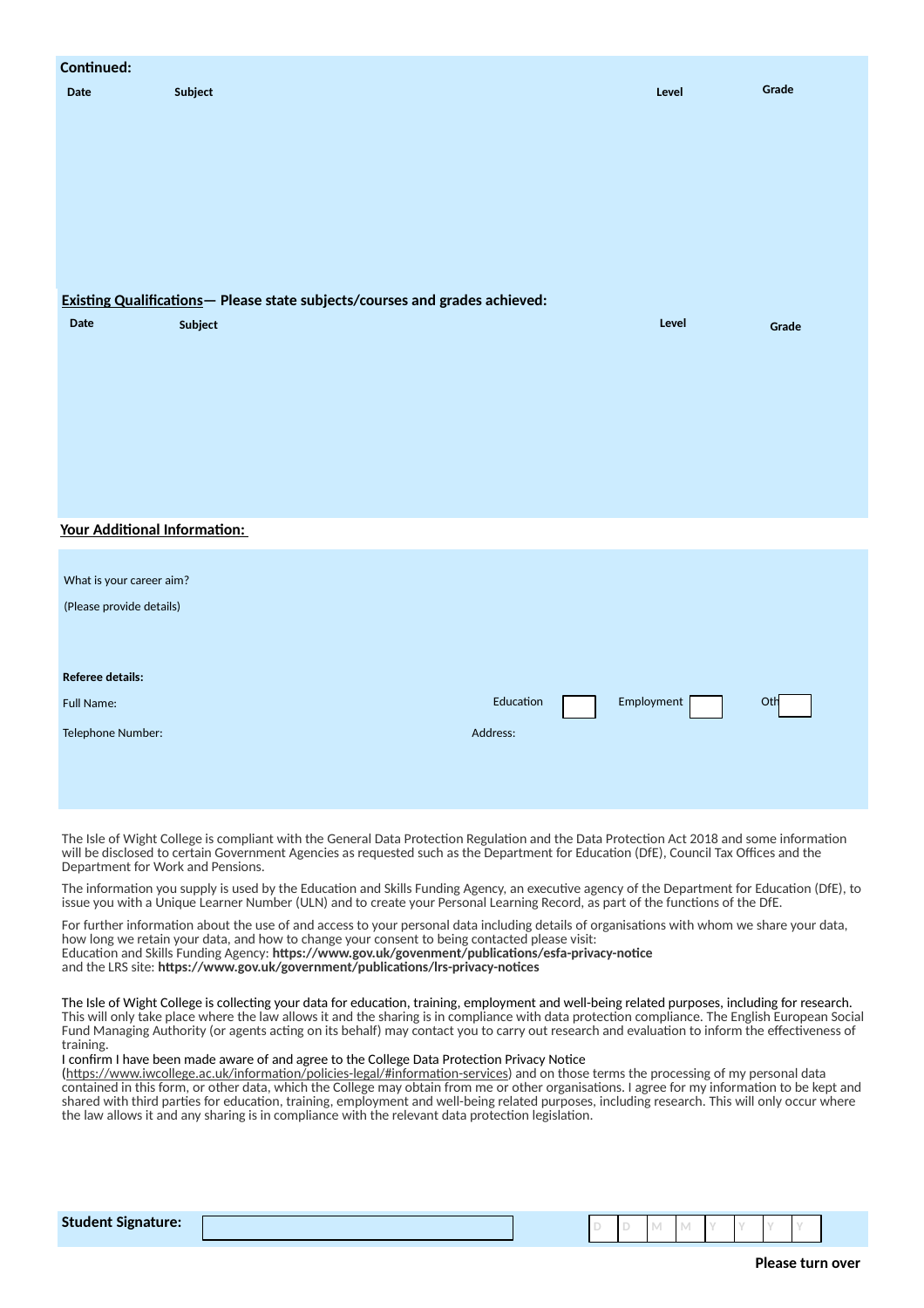**Continued:**

| Date | Subject | Level | Grade |
| --- | --- | --- | --- |
| | | | |

**Existing Qualifications— Please state subjects/courses and grades achieved:**

| Date | Subject | Level | Grade |
| --- | --- | --- | --- |
| | | | |

**Your Additional Information:**

What is your career aim?

(Please provide details)

**Referee details:**

Full Name:

Education ☐ Employment ☐ Oth ☐

Telephone Number:

Address:

The Isle of Wight College is compliant with the General Data Protection Regulation and the Data Protection Act 2018 and some information will be disclosed to certain Government Agencies as requested such as the Department for Education (DfE), Council Tax Offices and the Department for Work and Pensions.

The information you supply is used by the Education and Skills Funding Agency, an executive agency of the Department for Education (DfE), to issue you with a Unique Learner Number (ULN) and to create your Personal Learning Record, as part of the functions of the DfE.

For further information about the use of and access to your personal data including details of organisations with whom we share your data, how long we retain your data, and how to change your consent to being contacted please visit:
Education and Skills Funding Agency: **https://www.gov.uk/govenment/publications/esfa-privacy-notice**
and the LRS site: **https://www.gov.uk/government/publications/lrs-privacy-notices**

The Isle of Wight College is collecting your data for education, training, employment and well-being related purposes, including for research. This will only take place where the law allows it and the sharing is in compliance with data protection compliance. The English European Social Fund Managing Authority (or agents acting on its behalf) may contact you to carry out research and evaluation to inform the effectiveness of training.
I confirm I have been made aware of and agree to the College Data Protection Privacy Notice (https://www.iwcollege.ac.uk/information/policies-legal/#information-services) and on those terms the processing of my personal data contained in this form, or other data, which the College may obtain from me or other organisations. I agree for my information to be kept and shared with third parties for education, training, employment and well-being related purposes, including research. This will only occur where the law allows it and any sharing is in compliance with the relevant data protection legislation.

**Student Signature:** D D M M Y Y Y Y

**Please turn over**